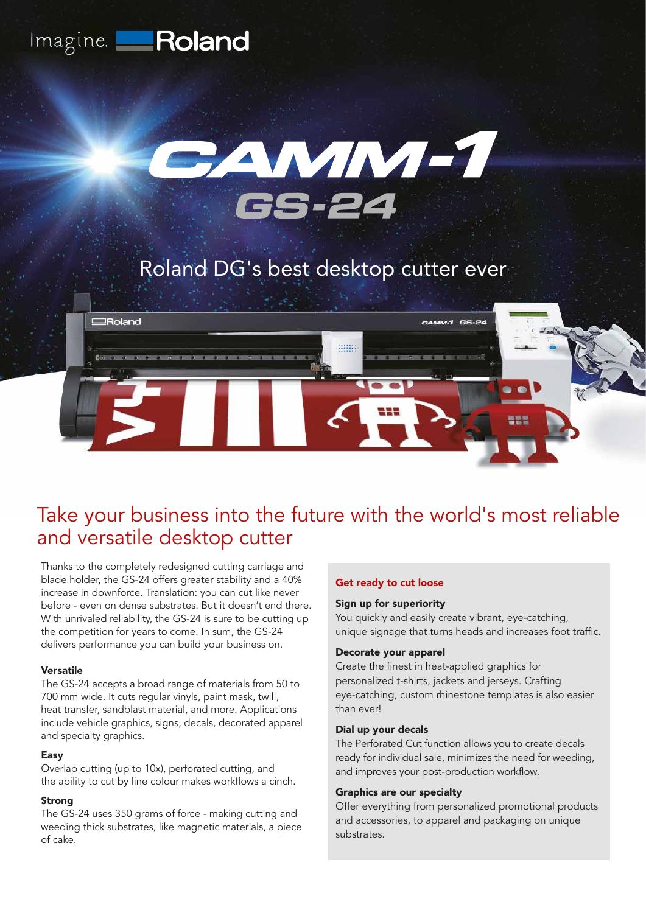Imagine. Roland

# CAMM-1 GS-24

Roland DG's best desktop cutter ever

## Take your business into the future with the world's most reliable and versatile desktop cutter

Thanks to the completely redesigned cutting carriage and blade holder, the GS-24 offers greater stability and a 40% increase in downforce. Translation: you can cut like never before - even on dense substrates. But it doesn't end there. With unrivaled reliability, the GS-24 is sure to be cutting up the competition for years to come. In sum, the GS-24 delivers performance you can build your business on.

**Versatile**
The GS-24 accepts a broad range of materials from 50 to 700 mm wide. It cuts regular vinyls, paint mask, twill, heat transfer, sandblast material, and more. Applications include vehicle graphics, signs, decals, decorated apparel and specialty graphics.

**Easy**
Overlap cutting (up to 10x), perforated cutting, and the ability to cut by line colour makes workflows a cinch.

**Strong**
The GS-24 uses 350 grams of force - making cutting and weeding thick substrates, like magnetic materials, a piece of cake.

### Get ready to cut loose

**Sign up for superiority**
You quickly and easily create vibrant, eye-catching, unique signage that turns heads and increases foot traffic.

**Decorate your apparel**
Create the finest in heat-applied graphics for personalized t-shirts, jackets and jerseys. Crafting eye-catching, custom rhinestone templates is also easier than ever!

**Dial up your decals**
The Perforated Cut function allows you to create decals ready for individual sale, minimizes the need for weeding, and improves your post-production workflow.

**Graphics are our specialty**
Offer everything from personalized promotional products and accessories, to apparel and packaging on unique substrates.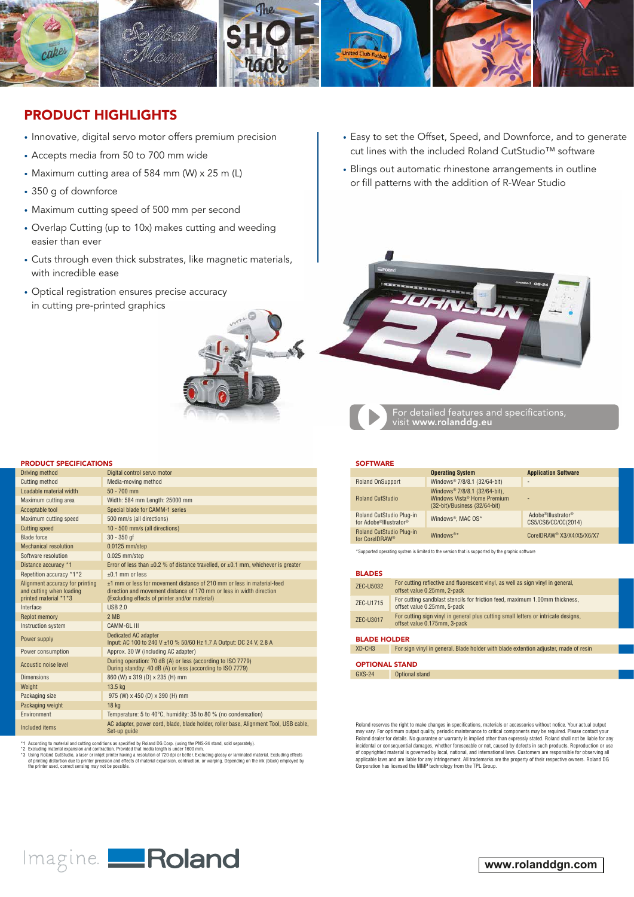## PRODUCT HIGHLIGHTS

- Innovative, digital servo motor offers premium precision
- Accepts media from 50 to 700 mm wide
- Maximum cutting area of 584 mm (W) x 25 m (L)
- 350 g of downforce
- Maximum cutting speed of 500 mm per second
- Overlap Cutting (up to 10x) makes cutting and weeding easier than ever
- Cuts through even thick substrates, like magnetic materials, with incredible ease
- Optical registration ensures precise accuracy in cutting pre-printed graphics
- Easy to set the Offset, Speed, and Downforce, and to generate cut lines with the included Roland CutStudio™ software
- Blings out automatic rhinestone arrangements in outline or fill patterns with the addition of R-Wear Studio

For detailed features and specifications, visit **www.rolanddg.eu**

### PRODUCT SPECIFICATIONS

| | |
|---|---|
| Driving method | Digital control servo motor |
| Cutting method | Media-moving method |
| Loadable material width | 50 - 700 mm |
| Maximum cutting area | Width: 584 mm Length: 25000 mm |
| Acceptable tool | Special blade for CAMM-1 series |
| Maximum cutting speed | 500 mm/s (all directions) |
| Cutting speed | 10 - 500 mm/s (all directions) |
| Blade force | 30 - 350 gf |
| Mechanical resolution | 0.0125 mm/step |
| Software resolution | 0.025 mm/step |
| Distance accuracy *1 | Error of less than ±0.2 % of distance travelled, or ±0.1 mm, whichever is greater |
| Repetition accuracy *1*2 | ±0.1 mm or less |
| Alignment accuracy for printing and cutting when loading printed material *1*3 | ±1 mm or less for movement distance of 210 mm or less in material-feed direction and movement distance of 170 mm or less in width direction (Excluding effects of printer and/or material) |
| Interface | USB 2.0 |
| Replot memory | 2 MB |
| Instruction system | CAMM-GL III |
| Power supply | Dedicated AC adapter Input: AC 100 to 240 V ±10 % 50/60 Hz 1.7 A Output: DC 24 V, 2.8 A |
| Power consumption | Approx. 30 W (including AC adapter) |
| Acoustic noise level | During operation: 70 dB (A) or less (according to ISO 7779) During standby: 40 dB (A) or less (according to ISO 7779) |
| Dimensions | 860 (W) x 319 (D) x 235 (H) mm |
| Weight | 13.5 kg |
| Packaging size | 975 (W) x 450 (D) x 390 (H) mm |
| Packaging weight | 18 kg |
| Environment | Temperature: 5 to 40°C, humidity: 35 to 80 % (no condensation) |
| Included items | AC adapter, power cord, blade, blade holder, roller base, Alignment Tool, USB cable, Set-up guide |

*1 According to material and cutting conditions as specified by Roland DG Corp. (using the PNS-24 stand, sold separately).
*2 Excluding material expansion and contraction. Provided that media length is under 1600 mm.
*3 Using Roland CutStudio, a laser or inkjet printer having a resolution of 720 dpi or better. Excluding effects of printing distortion due to printer precision and effects of material expansion, contraction, or warping. Depending on the ink (black) employed by the printer used, correct sensing may not be possible.

### SOFTWARE

| | Operating System | Application Software |
|---|---|---|
| Roland OnSupport | Windows® 7/8/8.1 (32/64-bit) | - |
| Roland CutStudio | Windows® 7/8/8.1 (32/64-bit), Windows Vista® Home Premium (32-bit)/Business (32/64-bit) | - |
| Roland CutStudio Plug-in for Adobe®Illustrator® | Windows®, MAC OS* | Adobe®Illustrator® CS5/CS6/CC/CC(2014) |
| Roland CutStudio Plug-in for CorelDRAW® | Windows®* | CorelDRAW® X3/X4/X5/X6/X7 |

*Supported operating system is limited to the version that is supported by the graphic software

### BLADES

| | |
|---|---|
| ZEC-U5032 | For cutting reflective and fluorescent vinyl, as well as sign vinyl in general, offset value 0.25mm, 2-pack |
| ZEC-U1715 | For cutting sandblast stencils for friction feed, maximum 1.00mm thickness, offset value 0.25mm, 5-pack |
| ZEC-U3017 | For cutting sign vinyl in general plus cutting small letters or intricate designs, offset value 0.175mm, 3-pack |

### BLADE HOLDER

| | |
|---|---|
| XD-CH3 | For sign vinyl in general. Blade holder with blade extention adjuster, made of resin |

### OPTIONAL STAND

| | |
|---|---|
| GXS-24 | Optional stand |

Roland reserves the right to make changes in specifications, materials or accessories without notice. Your actual output may vary. For optimum output quality, periodic maintenance to critical components may be required. Please contact your Roland dealer for details. No guarantee or warranty is implied other than expressly stated. Roland shall not be liable for any incidental or consequential damages, whether foreseeable or not, caused by defects in such products. Reproduction or use of copyrighted material is governed by local, national, and international laws. Customers are responsible for observing all applicable laws and are liable for any infringement. All trademarks are the property of their respective owners. Roland DG Corporation has licensed the MMP technology from the TPL Group.

Imagine. Roland

www.rolanddgn.com